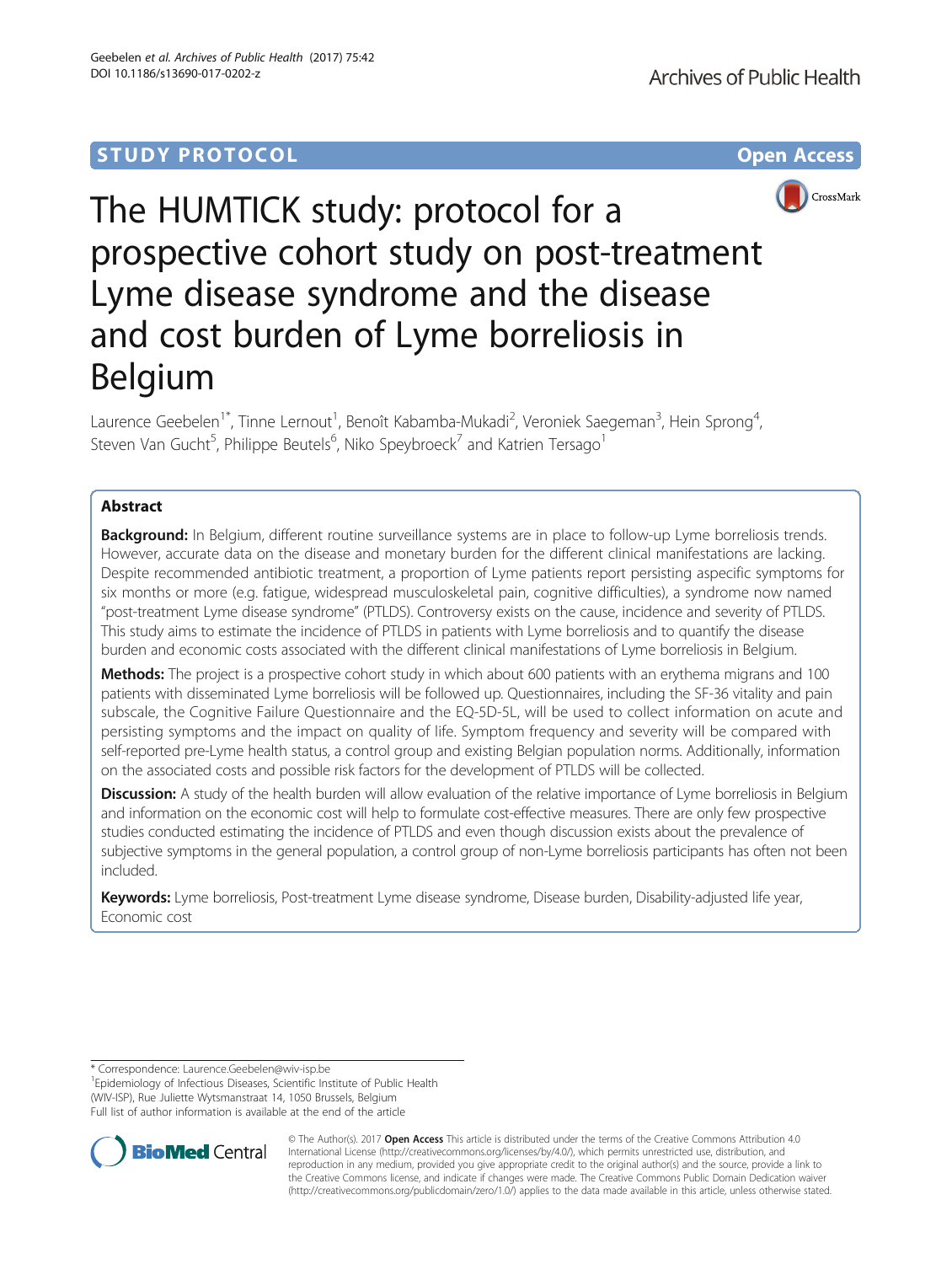STUDY PROTOCOL

Open Access

# The HUMTICK study: protocol for a prospective cohort study on post-treatment Lyme disease syndrome and the disease and cost burden of Lyme borreliosis in Belgium

Laurence Geebelen[1*], Tinne Lernout[1], Benoît Kabamba-Mukadi[2], Veroniek Saegeman[3], Hein Sprong[4], Steven Van Gucht[5], Philippe Beutels[6], Niko Speybroeck[7] and Katrien Tersago[1]

## Abstract

**Background:** In Belgium, different routine surveillance systems are in place to follow-up Lyme borreliosis trends. However, accurate data on the disease and monetary burden for the different clinical manifestations are lacking. Despite recommended antibiotic treatment, a proportion of Lyme patients report persisting aspecific symptoms for six months or more (e.g. fatigue, widespread musculoskeletal pain, cognitive difficulties), a syndrome now named "post-treatment Lyme disease syndrome" (PTLDS). Controversy exists on the cause, incidence and severity of PTLDS. This study aims to estimate the incidence of PTLDS in patients with Lyme borreliosis and to quantify the disease burden and economic costs associated with the different clinical manifestations of Lyme borreliosis in Belgium.

**Methods:** The project is a prospective cohort study in which about 600 patients with an erythema migrans and 100 patients with disseminated Lyme borreliosis will be followed up. Questionnaires, including the SF-36 vitality and pain subscale, the Cognitive Failure Questionnaire and the EQ-5D-5L, will be used to collect information on acute and persisting symptoms and the impact on quality of life. Symptom frequency and severity will be compared with self-reported pre-Lyme health status, a control group and existing Belgian population norms. Additionally, information on the associated costs and possible risk factors for the development of PTLDS will be collected.

**Discussion:** A study of the health burden will allow evaluation of the relative importance of Lyme borreliosis in Belgium and information on the economic cost will help to formulate cost-effective measures. There are only few prospective studies conducted estimating the incidence of PTLDS and even though discussion exists about the prevalence of subjective symptoms in the general population, a control group of non-Lyme borreliosis participants has often not been included.

**Keywords:** Lyme borreliosis, Post-treatment Lyme disease syndrome, Disease burden, Disability-adjusted life year, Economic cost

\* Correspondence: Laurence.Geebelen@wiv-isp.be
[1]Epidemiology of Infectious Diseases, Scientific Institute of Public Health (WIV-ISP), Rue Juliette Wytsmanstraat 14, 1050 Brussels, Belgium
Full list of author information is available at the end of the article

© The Author(s). 2017 **Open Access** This article is distributed under the terms of the Creative Commons Attribution 4.0 International License (http://creativecommons.org/licenses/by/4.0/), which permits unrestricted use, distribution, and reproduction in any medium, provided you give appropriate credit to the original author(s) and the source, provide a link to the Creative Commons license, and indicate if changes were made. The Creative Commons Public Domain Dedication waiver (http://creativecommons.org/publicdomain/zero/1.0/) applies to the data made available in this article, unless otherwise stated.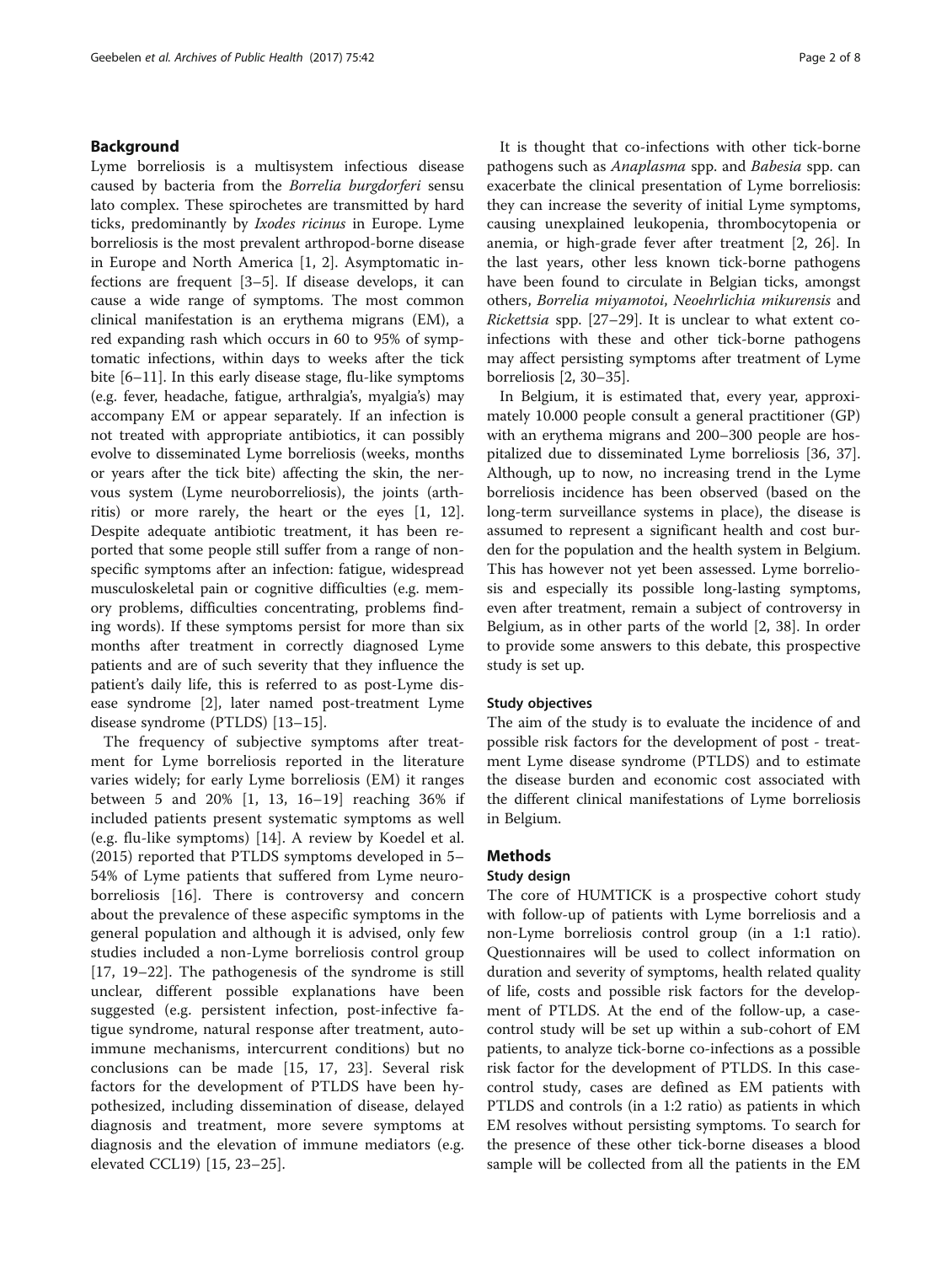## Background

Lyme borreliosis is a multisystem infectious disease caused by bacteria from the *Borrelia burgdorferi* sensu lato complex. These spirochetes are transmitted by hard ticks, predominantly by *Ixodes ricinus* in Europe. Lyme borreliosis is the most prevalent arthropod-borne disease in Europe and North America [1, 2]. Asymptomatic infections are frequent [3–5]. If disease develops, it can cause a wide range of symptoms. The most common clinical manifestation is an erythema migrans (EM), a red expanding rash which occurs in 60 to 95% of symptomatic infections, within days to weeks after the tick bite [6–11]. In this early disease stage, flu-like symptoms (e.g. fever, headache, fatigue, arthralgia's, myalgia's) may accompany EM or appear separately. If an infection is not treated with appropriate antibiotics, it can possibly evolve to disseminated Lyme borreliosis (weeks, months or years after the tick bite) affecting the skin, the nervous system (Lyme neuroborreliosis), the joints (arthritis) or more rarely, the heart or the eyes [1, 12]. Despite adequate antibiotic treatment, it has been reported that some people still suffer from a range of non-specific symptoms after an infection: fatigue, widespread musculoskeletal pain or cognitive difficulties (e.g. memory problems, difficulties concentrating, problems finding words). If these symptoms persist for more than six months after treatment in correctly diagnosed Lyme patients and are of such severity that they influence the patient's daily life, this is referred to as post-Lyme disease syndrome [2], later named post-treatment Lyme disease syndrome (PTLDS) [13–15].

The frequency of subjective symptoms after treatment for Lyme borreliosis reported in the literature varies widely; for early Lyme borreliosis (EM) it ranges between 5 and 20% [1, 13, 16–19] reaching 36% if included patients present systematic symptoms as well (e.g. flu-like symptoms) [14]. A review by Koedel et al. (2015) reported that PTLDS symptoms developed in 5–54% of Lyme patients that suffered from Lyme neuroborreliosis [16]. There is controversy and concern about the prevalence of these aspecific symptoms in the general population and although it is advised, only few studies included a non-Lyme borreliosis control group [17, 19–22]. The pathogenesis of the syndrome is still unclear, different possible explanations have been suggested (e.g. persistent infection, post-infective fatigue syndrome, natural response after treatment, autoimmune mechanisms, intercurrent conditions) but no conclusions can be made [15, 17, 23]. Several risk factors for the development of PTLDS have been hypothesized, including dissemination of disease, delayed diagnosis and treatment, more severe symptoms at diagnosis and the elevation of immune mediators (e.g. elevated CCL19) [15, 23–25].

It is thought that co-infections with other tick-borne pathogens such as *Anaplasma* spp. and *Babesia* spp. can exacerbate the clinical presentation of Lyme borreliosis: they can increase the severity of initial Lyme symptoms, causing unexplained leukopenia, thrombocytopenia or anemia, or high-grade fever after treatment [2, 26]. In the last years, other less known tick-borne pathogens have been found to circulate in Belgian ticks, amongst others, *Borrelia miyamotoi*, *Neoehrlichia mikurensis* and *Rickettsia* spp. [27–29]. It is unclear to what extent co-infections with these and other tick-borne pathogens may affect persisting symptoms after treatment of Lyme borreliosis [2, 30–35].

In Belgium, it is estimated that, every year, approximately 10.000 people consult a general practitioner (GP) with an erythema migrans and 200–300 people are hospitalized due to disseminated Lyme borreliosis [36, 37]. Although, up to now, no increasing trend in the Lyme borreliosis incidence has been observed (based on the long-term surveillance systems in place), the disease is assumed to represent a significant health and cost burden for the population and the health system in Belgium. This has however not yet been assessed. Lyme borreliosis and especially its possible long-lasting symptoms, even after treatment, remain a subject of controversy in Belgium, as in other parts of the world [2, 38]. In order to provide some answers to this debate, this prospective study is set up.

### Study objectives

The aim of the study is to evaluate the incidence of and possible risk factors for the development of post - treatment Lyme disease syndrome (PTLDS) and to estimate the disease burden and economic cost associated with the different clinical manifestations of Lyme borreliosis in Belgium.

## Methods

### Study design

The core of HUMTICK is a prospective cohort study with follow-up of patients with Lyme borreliosis and a non-Lyme borreliosis control group (in a 1:1 ratio). Questionnaires will be used to collect information on duration and severity of symptoms, health related quality of life, costs and possible risk factors for the development of PTLDS. At the end of the follow-up, a case-control study will be set up within a sub-cohort of EM patients, to analyze tick-borne co-infections as a possible risk factor for the development of PTLDS. In this case-control study, cases are defined as EM patients with PTLDS and controls (in a 1:2 ratio) as patients in which EM resolves without persisting symptoms. To search for the presence of these other tick-borne diseases a blood sample will be collected from all the patients in the EM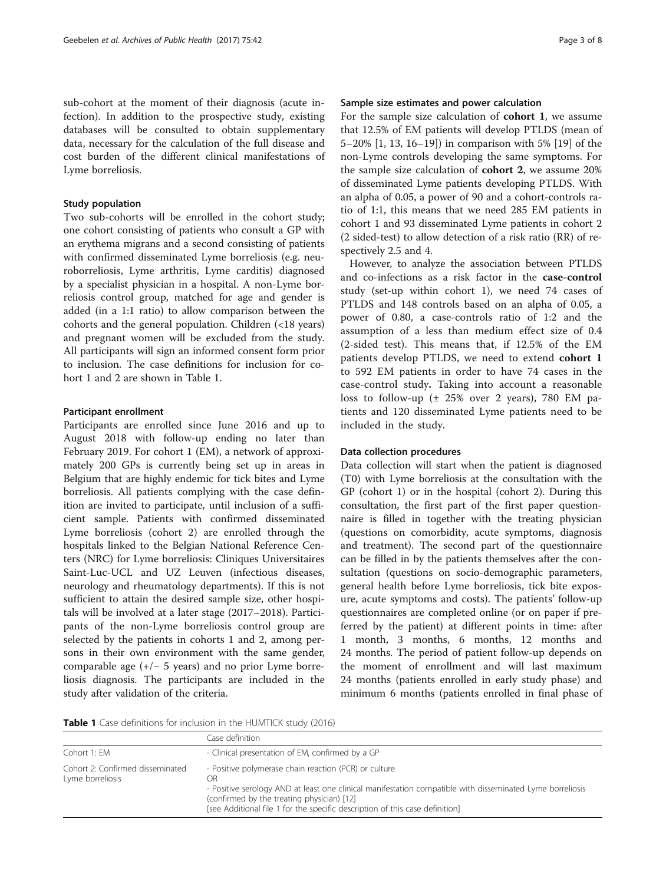sub-cohort at the moment of their diagnosis (acute infection). In addition to the prospective study, existing databases will be consulted to obtain supplementary data, necessary for the calculation of the full disease and cost burden of the different clinical manifestations of Lyme borreliosis.

### Study population

Two sub-cohorts will be enrolled in the cohort study; one cohort consisting of patients who consult a GP with an erythema migrans and a second consisting of patients with confirmed disseminated Lyme borreliosis (e.g. neuroborreliosis, Lyme arthritis, Lyme carditis) diagnosed by a specialist physician in a hospital. A non-Lyme borreliosis control group, matched for age and gender is added (in a 1:1 ratio) to allow comparison between the cohorts and the general population. Children (<18 years) and pregnant women will be excluded from the study. All participants will sign an informed consent form prior to inclusion. The case definitions for inclusion for cohort 1 and 2 are shown in Table 1.

### Participant enrollment

Participants are enrolled since June 2016 and up to August 2018 with follow-up ending no later than February 2019. For cohort 1 (EM), a network of approximately 200 GPs is currently being set up in areas in Belgium that are highly endemic for tick bites and Lyme borreliosis. All patients complying with the case definition are invited to participate, until inclusion of a sufficient sample. Patients with confirmed disseminated Lyme borreliosis (cohort 2) are enrolled through the hospitals linked to the Belgian National Reference Centers (NRC) for Lyme borreliosis: Cliniques Universitaires Saint-Luc-UCL and UZ Leuven (infectious diseases, neurology and rheumatology departments). If this is not sufficient to attain the desired sample size, other hospitals will be involved at a later stage (2017–2018). Participants of the non-Lyme borreliosis control group are selected by the patients in cohorts 1 and 2, among persons in their own environment with the same gender, comparable age (+/− 5 years) and no prior Lyme borreliosis diagnosis. The participants are included in the study after validation of the criteria.

### Sample size estimates and power calculation

For the sample size calculation of **cohort 1**, we assume that 12.5% of EM patients will develop PTLDS (mean of 5–20% [1, 13, 16–19]) in comparison with 5% [19] of the non-Lyme controls developing the same symptoms. For the sample size calculation of **cohort 2**, we assume 20% of disseminated Lyme patients developing PTLDS. With an alpha of 0.05, a power of 90 and a cohort-controls ratio of 1:1, this means that we need 285 EM patients in cohort 1 and 93 disseminated Lyme patients in cohort 2 (2 sided-test) to allow detection of a risk ratio (RR) of respectively 2.5 and 4.

However, to analyze the association between PTLDS and co-infections as a risk factor in the **case-control** study (set-up within cohort 1), we need 74 cases of PTLDS and 148 controls based on an alpha of 0.05, a power of 0.80, a case-controls ratio of 1:2 and the assumption of a less than medium effect size of 0.4 (2-sided test). This means that, if 12.5% of the EM patients develop PTLDS, we need to extend **cohort 1** to 592 EM patients in order to have 74 cases in the case-control study**.** Taking into account a reasonable loss to follow-up (± 25% over 2 years), 780 EM patients and 120 disseminated Lyme patients need to be included in the study.

### Data collection procedures

Data collection will start when the patient is diagnosed (T0) with Lyme borreliosis at the consultation with the GP (cohort 1) or in the hospital (cohort 2). During this consultation, the first part of the first paper questionnaire is filled in together with the treating physician (questions on comorbidity, acute symptoms, diagnosis and treatment). The second part of the questionnaire can be filled in by the patients themselves after the consultation (questions on socio-demographic parameters, general health before Lyme borreliosis, tick bite exposure, acute symptoms and costs). The patients' follow-up questionnaires are completed online (or on paper if preferred by the patient) at different points in time: after 1 month, 3 months, 6 months, 12 months and 24 months. The period of patient follow-up depends on the moment of enrollment and will last maximum 24 months (patients enrolled in early study phase) and minimum 6 months (patients enrolled in final phase of

**Table 1** Case definitions for inclusion in the HUMTICK study (2016)

| | Case definition |
|---|---|
| Cohort 1: EM | - Clinical presentation of EM, confirmed by a GP |
| Cohort 2: Confirmed disseminated Lyme borreliosis | - Positive polymerase chain reaction (PCR) or culture<br>OR<br>- Positive serology AND at least one clinical manifestation compatible with disseminated Lyme borreliosis (confirmed by the treating physician) [12]<br>[see Additional file 1 for the specific description of this case definition] |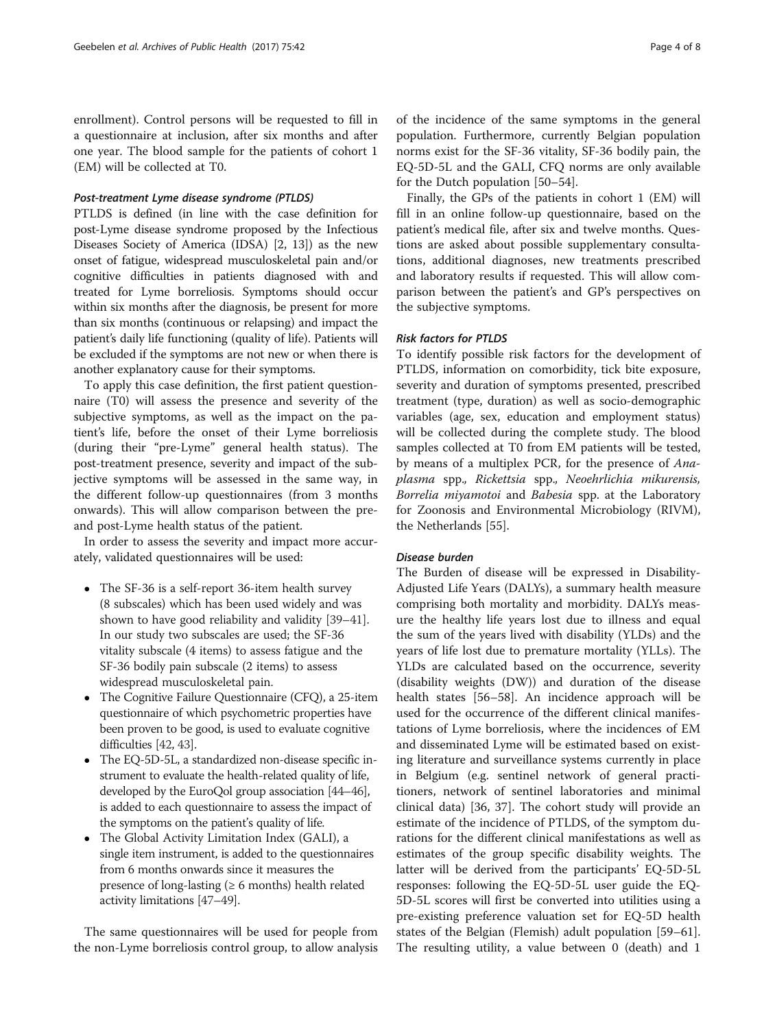enrollment). Control persons will be requested to fill in a questionnaire at inclusion, after six months and after one year. The blood sample for the patients of cohort 1 (EM) will be collected at T0.

#### *Post-treatment Lyme disease syndrome (PTLDS)*

PTLDS is defined (in line with the case definition for post-Lyme disease syndrome proposed by the Infectious Diseases Society of America (IDSA) [2, 13]) as the new onset of fatigue, widespread musculoskeletal pain and/or cognitive difficulties in patients diagnosed with and treated for Lyme borreliosis. Symptoms should occur within six months after the diagnosis, be present for more than six months (continuous or relapsing) and impact the patient's daily life functioning (quality of life). Patients will be excluded if the symptoms are not new or when there is another explanatory cause for their symptoms.

To apply this case definition, the first patient questionnaire (T0) will assess the presence and severity of the subjective symptoms, as well as the impact on the patient's life, before the onset of their Lyme borreliosis (during their "pre-Lyme" general health status). The post-treatment presence, severity and impact of the subjective symptoms will be assessed in the same way, in the different follow-up questionnaires (from 3 months onwards). This will allow comparison between the pre- and post-Lyme health status of the patient.

In order to assess the severity and impact more accurately, validated questionnaires will be used:

- The SF-36 is a self-report 36-item health survey (8 subscales) which has been used widely and was shown to have good reliability and validity [39–41]. In our study two subscales are used; the SF-36 vitality subscale (4 items) to assess fatigue and the SF-36 bodily pain subscale (2 items) to assess widespread musculoskeletal pain.
- The Cognitive Failure Questionnaire (CFQ), a 25-item questionnaire of which psychometric properties have been proven to be good, is used to evaluate cognitive difficulties [42, 43].
- The EQ-5D-5L, a standardized non-disease specific instrument to evaluate the health-related quality of life, developed by the EuroQol group association [44–46], is added to each questionnaire to assess the impact of the symptoms on the patient's quality of life.
- The Global Activity Limitation Index (GALI), a single item instrument, is added to the questionnaires from 6 months onwards since it measures the presence of long-lasting (≥ 6 months) health related activity limitations [47–49].

The same questionnaires will be used for people from the non-Lyme borreliosis control group, to allow analysis of the incidence of the same symptoms in the general population. Furthermore, currently Belgian population norms exist for the SF-36 vitality, SF-36 bodily pain, the EQ-5D-5L and the GALI, CFQ norms are only available for the Dutch population [50–54].

Finally, the GPs of the patients in cohort 1 (EM) will fill in an online follow-up questionnaire, based on the patient's medical file, after six and twelve months. Questions are asked about possible supplementary consultations, additional diagnoses, new treatments prescribed and laboratory results if requested. This will allow comparison between the patient's and GP's perspectives on the subjective symptoms.

#### *Risk factors for PTLDS*

To identify possible risk factors for the development of PTLDS, information on comorbidity, tick bite exposure, severity and duration of symptoms presented, prescribed treatment (type, duration) as well as socio-demographic variables (age, sex, education and employment status) will be collected during the complete study. The blood samples collected at T0 from EM patients will be tested, by means of a multiplex PCR, for the presence of *Anaplasma* spp., *Rickettsia* spp., *Neoehrlichia mikurensis*, *Borrelia miyamotoi* and *Babesia* spp. at the Laboratory for Zoonosis and Environmental Microbiology (RIVM), the Netherlands [55].

#### *Disease burden*

The Burden of disease will be expressed in Disability-Adjusted Life Years (DALYs), a summary health measure comprising both mortality and morbidity. DALYs measure the healthy life years lost due to illness and equal the sum of the years lived with disability (YLDs) and the years of life lost due to premature mortality (YLLs). The YLDs are calculated based on the occurrence, severity (disability weights (DW)) and duration of the disease health states [56–58]. An incidence approach will be used for the occurrence of the different clinical manifestations of Lyme borreliosis, where the incidences of EM and disseminated Lyme will be estimated based on existing literature and surveillance systems currently in place in Belgium (e.g. sentinel network of general practitioners, network of sentinel laboratories and minimal clinical data) [36, 37]. The cohort study will provide an estimate of the incidence of PTLDS, of the symptom durations for the different clinical manifestations as well as estimates of the group specific disability weights. The latter will be derived from the participants' EQ-5D-5L responses: following the EQ-5D-5L user guide the EQ-5D-5L scores will first be converted into utilities using a pre-existing preference valuation set for EQ-5D health states of the Belgian (Flemish) adult population [59–61]. The resulting utility, a value between 0 (death) and 1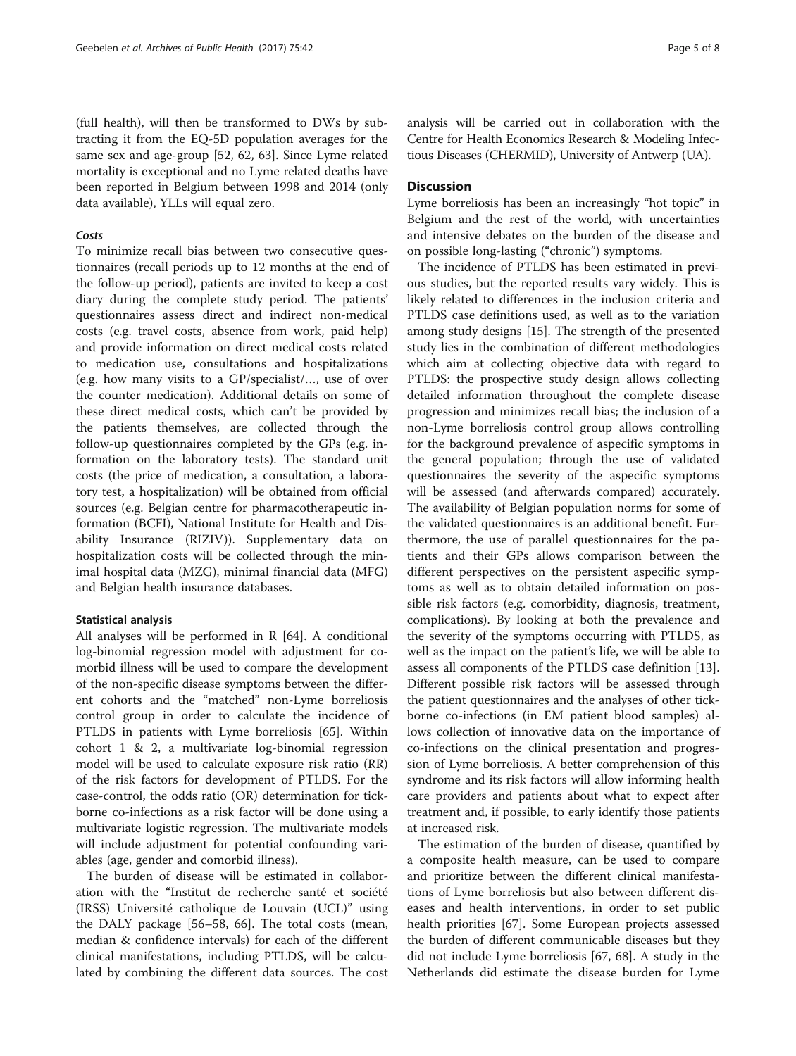(full health), will then be transformed to DWs by subtracting it from the EQ-5D population averages for the same sex and age-group [52, 62, 63]. Since Lyme related mortality is exceptional and no Lyme related deaths have been reported in Belgium between 1998 and 2014 (only data available), YLLs will equal zero.

#### *Costs*

To minimize recall bias between two consecutive questionnaires (recall periods up to 12 months at the end of the follow-up period), patients are invited to keep a cost diary during the complete study period. The patients' questionnaires assess direct and indirect non-medical costs (e.g. travel costs, absence from work, paid help) and provide information on direct medical costs related to medication use, consultations and hospitalizations (e.g. how many visits to a GP/specialist/…, use of over the counter medication). Additional details on some of these direct medical costs, which can't be provided by the patients themselves, are collected through the follow-up questionnaires completed by the GPs (e.g. information on the laboratory tests). The standard unit costs (the price of medication, a consultation, a laboratory test, a hospitalization) will be obtained from official sources (e.g. Belgian centre for pharmacotherapeutic information (BCFI), National Institute for Health and Disability Insurance (RIZIV)). Supplementary data on hospitalization costs will be collected through the minimal hospital data (MZG), minimal financial data (MFG) and Belgian health insurance databases.

### Statistical analysis

All analyses will be performed in R [64]. A conditional log-binomial regression model with adjustment for comorbid illness will be used to compare the development of the non-specific disease symptoms between the different cohorts and the "matched" non-Lyme borreliosis control group in order to calculate the incidence of PTLDS in patients with Lyme borreliosis [65]. Within cohort 1 & 2, a multivariate log-binomial regression model will be used to calculate exposure risk ratio (RR) of the risk factors for development of PTLDS. For the case-control, the odds ratio (OR) determination for tick-borne co-infections as a risk factor will be done using a multivariate logistic regression. The multivariate models will include adjustment for potential confounding variables (age, gender and comorbid illness).

The burden of disease will be estimated in collaboration with the "Institut de recherche santé et société (IRSS) Université catholique de Louvain (UCL)" using the DALY package [56–58, 66]. The total costs (mean, median & confidence intervals) for each of the different clinical manifestations, including PTLDS, will be calculated by combining the different data sources. The cost analysis will be carried out in collaboration with the Centre for Health Economics Research & Modeling Infectious Diseases (CHERMID), University of Antwerp (UA).

## Discussion

Lyme borreliosis has been an increasingly "hot topic" in Belgium and the rest of the world, with uncertainties and intensive debates on the burden of the disease and on possible long-lasting ("chronic") symptoms.

The incidence of PTLDS has been estimated in previous studies, but the reported results vary widely. This is likely related to differences in the inclusion criteria and PTLDS case definitions used, as well as to the variation among study designs [15]. The strength of the presented study lies in the combination of different methodologies which aim at collecting objective data with regard to PTLDS: the prospective study design allows collecting detailed information throughout the complete disease progression and minimizes recall bias; the inclusion of a non-Lyme borreliosis control group allows controlling for the background prevalence of aspecific symptoms in the general population; through the use of validated questionnaires the severity of the aspecific symptoms will be assessed (and afterwards compared) accurately. The availability of Belgian population norms for some of the validated questionnaires is an additional benefit. Furthermore, the use of parallel questionnaires for the patients and their GPs allows comparison between the different perspectives on the persistent aspecific symptoms as well as to obtain detailed information on possible risk factors (e.g. comorbidity, diagnosis, treatment, complications). By looking at both the prevalence and the severity of the symptoms occurring with PTLDS, as well as the impact on the patient's life, we will be able to assess all components of the PTLDS case definition [13]. Different possible risk factors will be assessed through the patient questionnaires and the analyses of other tick-borne co-infections (in EM patient blood samples) allows collection of innovative data on the importance of co-infections on the clinical presentation and progression of Lyme borreliosis. A better comprehension of this syndrome and its risk factors will allow informing health care providers and patients about what to expect after treatment and, if possible, to early identify those patients at increased risk.

The estimation of the burden of disease, quantified by a composite health measure, can be used to compare and prioritize between the different clinical manifestations of Lyme borreliosis but also between different diseases and health interventions, in order to set public health priorities [67]. Some European projects assessed the burden of different communicable diseases but they did not include Lyme borreliosis [67, 68]. A study in the Netherlands did estimate the disease burden for Lyme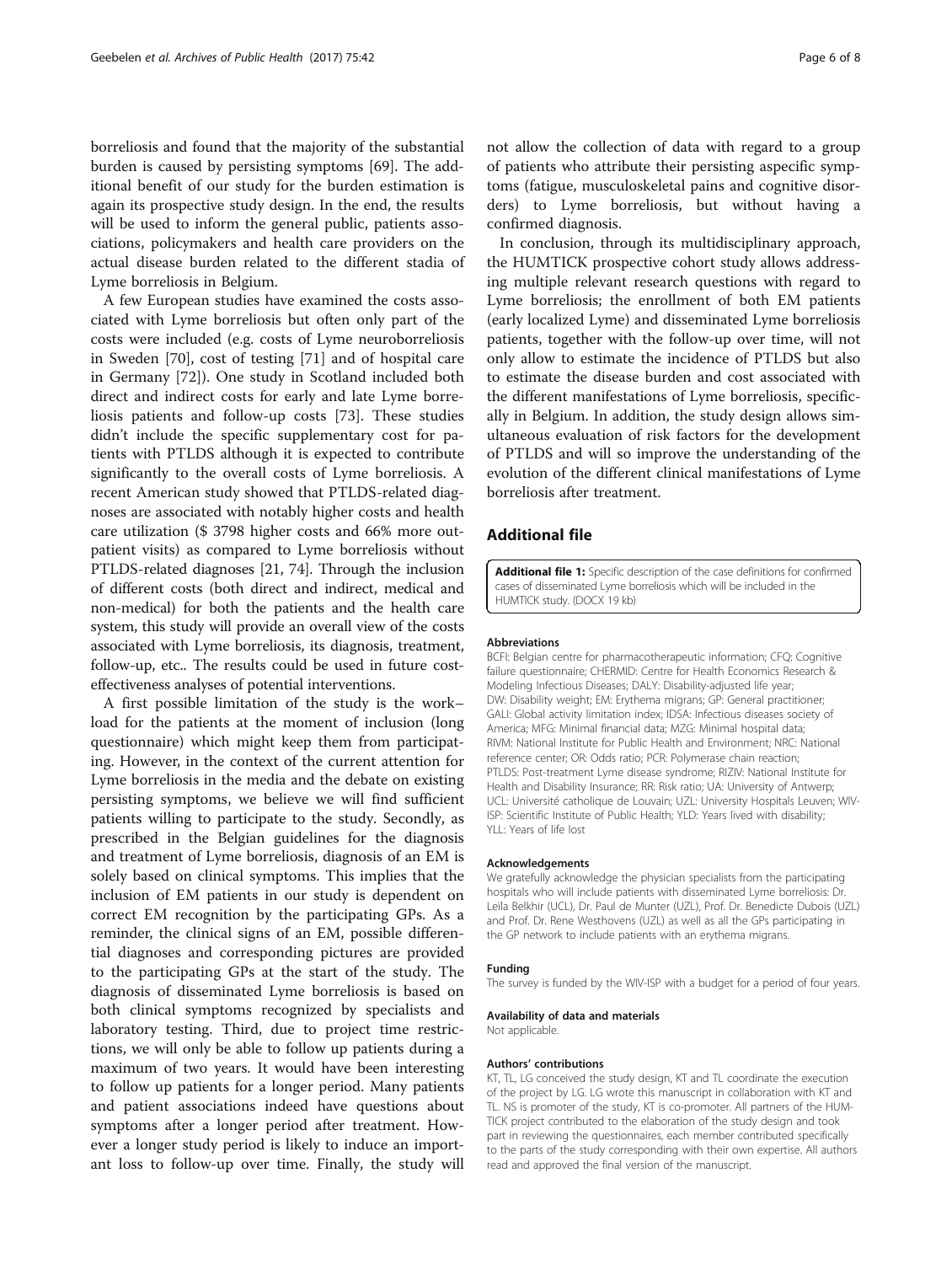borreliosis and found that the majority of the substantial burden is caused by persisting symptoms [69]. The additional benefit of our study for the burden estimation is again its prospective study design. In the end, the results will be used to inform the general public, patients associations, policymakers and health care providers on the actual disease burden related to the different stadia of Lyme borreliosis in Belgium.

A few European studies have examined the costs associated with Lyme borreliosis but often only part of the costs were included (e.g. costs of Lyme neuroborreliosis in Sweden [70], cost of testing [71] and of hospital care in Germany [72]). One study in Scotland included both direct and indirect costs for early and late Lyme borreliosis patients and follow-up costs [73]. These studies didn't include the specific supplementary cost for patients with PTLDS although it is expected to contribute significantly to the overall costs of Lyme borreliosis. A recent American study showed that PTLDS-related diagnoses are associated with notably higher costs and health care utilization ($ 3798 higher costs and 66% more outpatient visits) as compared to Lyme borreliosis without PTLDS-related diagnoses [21, 74]. Through the inclusion of different costs (both direct and indirect, medical and non-medical) for both the patients and the health care system, this study will provide an overall view of the costs associated with Lyme borreliosis, its diagnosis, treatment, follow-up, etc.. The results could be used in future cost-effectiveness analyses of potential interventions.

A first possible limitation of the study is the work–load for the patients at the moment of inclusion (long questionnaire) which might keep them from participating. However, in the context of the current attention for Lyme borreliosis in the media and the debate on existing persisting symptoms, we believe we will find sufficient patients willing to participate to the study. Secondly, as prescribed in the Belgian guidelines for the diagnosis and treatment of Lyme borreliosis, diagnosis of an EM is solely based on clinical symptoms. This implies that the inclusion of EM patients in our study is dependent on correct EM recognition by the participating GPs. As a reminder, the clinical signs of an EM, possible differential diagnoses and corresponding pictures are provided to the participating GPs at the start of the study. The diagnosis of disseminated Lyme borreliosis is based on both clinical symptoms recognized by specialists and laboratory testing. Third, due to project time restrictions, we will only be able to follow up patients during a maximum of two years. It would have been interesting to follow up patients for a longer period. Many patients and patient associations indeed have questions about symptoms after a longer period after treatment. However a longer study period is likely to induce an important loss to follow-up over time. Finally, the study will not allow the collection of data with regard to a group of patients who attribute their persisting aspecific symptoms (fatigue, musculoskeletal pains and cognitive disorders) to Lyme borreliosis, but without having a confirmed diagnosis.

In conclusion, through its multidisciplinary approach, the HUMTICK prospective cohort study allows addressing multiple relevant research questions with regard to Lyme borreliosis; the enrollment of both EM patients (early localized Lyme) and disseminated Lyme borreliosis patients, together with the follow-up over time, will not only allow to estimate the incidence of PTLDS but also to estimate the disease burden and cost associated with the different manifestations of Lyme borreliosis, specifically in Belgium. In addition, the study design allows simultaneous evaluation of risk factors for the development of PTLDS and will so improve the understanding of the evolution of the different clinical manifestations of Lyme borreliosis after treatment.

## Additional file

**Additional file 1:** Specific description of the case definitions for confirmed cases of disseminated Lyme borreliosis which will be included in the HUMTICK study. (DOCX 19 kb)

#### Abbreviations

BCFI: Belgian centre for pharmacotherapeutic information; CFQ: Cognitive failure questionnaire; CHERMID: Centre for Health Economics Research & Modeling Infectious Diseases; DALY: Disability-adjusted life year; DW: Disability weight; EM: Erythema migrans; GP: General practitioner; GALI: Global activity limitation index; IDSA: Infectious diseases society of America; MFG: Minimal financial data; MZG: Minimal hospital data; RIVM: National Institute for Public Health and Environment; NRC: National reference center; OR: Odds ratio; PCR: Polymerase chain reaction; PTLDS: Post-treatment Lyme disease syndrome; RIZIV: National Institute for Health and Disability Insurance; RR: Risk ratio; UA: University of Antwerp; UCL: Université catholique de Louvain; UZL: University Hospitals Leuven; WIV-ISP: Scientific Institute of Public Health; YLD: Years lived with disability; YLL: Years of life lost

#### Acknowledgements

We gratefully acknowledge the physician specialists from the participating hospitals who will include patients with disseminated Lyme borreliosis: Dr. Leïla Belkhir (UCL), Dr. Paul de Munter (UZL), Prof. Dr. Benedicte Dubois (UZL) and Prof. Dr. Rene Westhovens (UZL) as well as all the GPs participating in the GP network to include patients with an erythema migrans.

#### Funding

The survey is funded by the WIV-ISP with a budget for a period of four years.

#### Availability of data and materials

Not applicable.

#### Authors' contributions

KT, TL, LG conceived the study design, KT and TL coordinate the execution of the project by LG. LG wrote this manuscript in collaboration with KT and TL. NS is promoter of the study, KT is co-promoter. All partners of the HUMTICK project contributed to the elaboration of the study design and took part in reviewing the questionnaires, each member contributed specifically to the parts of the study corresponding with their own expertise. All authors read and approved the final version of the manuscript.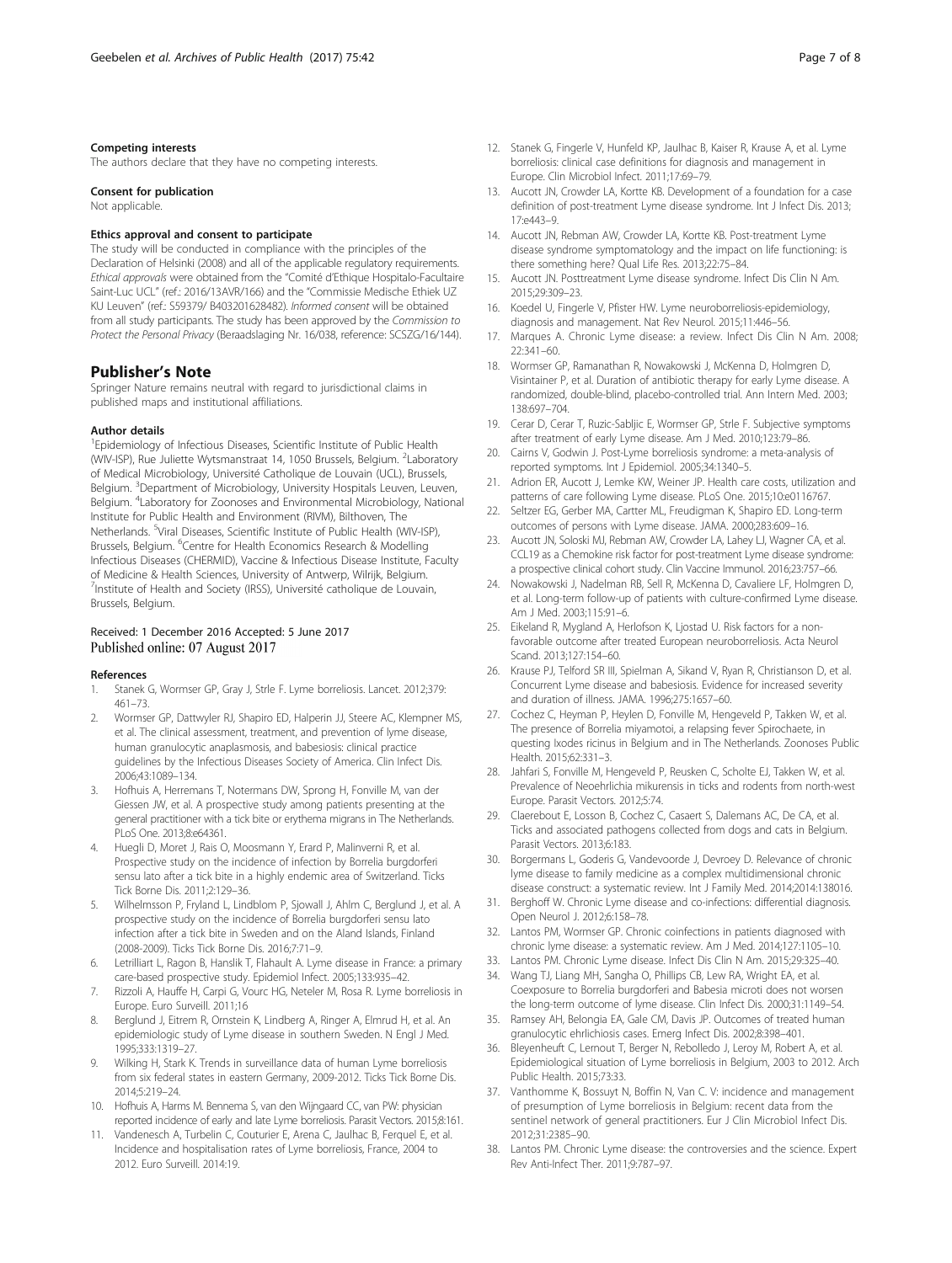#### Competing interests

The authors declare that they have no competing interests.

#### Consent for publication

Not applicable.

#### Ethics approval and consent to participate

The study will be conducted in compliance with the principles of the Declaration of Helsinki (2008) and all of the applicable regulatory requirements. *Ethical approvals* were obtained from the "Comité d'Ethique Hospitalo-Facultaire Saint-Luc UCL" (ref.: 2016/13AVR/166) and the "Commissie Medische Ethiek UZ KU Leuven" (ref.: S59379/ B403201628482). *Informed consent* will be obtained from all study participants. The study has been approved by the *Commission to Protect the Personal Privacy* (Beraadslaging Nr. 16/038, reference: SCSZG/16/144).

## Publisher's Note

Springer Nature remains neutral with regard to jurisdictional claims in published maps and institutional affiliations.

#### Author details

[1]Epidemiology of Infectious Diseases, Scientific Institute of Public Health (WIV-ISP), Rue Juliette Wytsmanstraat 14, 1050 Brussels, Belgium. [2]Laboratory of Medical Microbiology, Université Catholique de Louvain (UCL), Brussels, Belgium. [3]Department of Microbiology, University Hospitals Leuven, Leuven, Belgium. [4]Laboratory for Zoonoses and Environmental Microbiology, National Institute for Public Health and Environment (RIVM), Bilthoven, The Netherlands. [5]Viral Diseases, Scientific Institute of Public Health (WIV-ISP), Brussels, Belgium. [6]Centre for Health Economics Research & Modelling Infectious Diseases (CHERMID), Vaccine & Infectious Disease Institute, Faculty of Medicine & Health Sciences, University of Antwerp, Wilrijk, Belgium. [7]Institute of Health and Society (IRSS), Université catholique de Louvain, Brussels, Belgium.

Received: 1 December 2016 Accepted: 5 June 2017
Published online: 07 August 2017

#### References

1. Stanek G, Wormser GP, Gray J, Strle F. Lyme borreliosis. Lancet. 2012;379:461–73.
2. Wormser GP, Dattwyler RJ, Shapiro ED, Halperin JJ, Steere AC, Klempner MS, et al. The clinical assessment, treatment, and prevention of lyme disease, human granulocytic anaplasmosis, and babesiosis: clinical practice guidelines by the Infectious Diseases Society of America. Clin Infect Dis. 2006;43:1089–134.
3. Hofhuis A, Herremans T, Notermans DW, Sprong H, Fonville M, van der Giessen JW, et al. A prospective study among patients presenting at the general practitioner with a tick bite or erythema migrans in The Netherlands. PLoS One. 2013;8:e64361.
4. Huegli D, Moret J, Rais O, Moosmann Y, Erard P, Malinverni R, et al. Prospective study on the incidence of infection by Borrelia burgdorferi sensu lato after a tick bite in a highly endemic area of Switzerland. Ticks Tick Borne Dis. 2011;2:129–36.
5. Wilhelmsson P, Fryland L, Lindblom P, Sjowall J, Ahlm C, Berglund J, et al. A prospective study on the incidence of Borrelia burgdorferi sensu lato infection after a tick bite in Sweden and on the Aland Islands, Finland (2008-2009). Ticks Tick Borne Dis. 2016;7:71–9.
6. Letrilliart L, Ragon B, Hanslik T, Flahault A. Lyme disease in France: a primary care-based prospective study. Epidemiol Infect. 2005;133:935–42.
7. Rizzoli A, Hauffe H, Carpi G, Vourc HG, Neteler M, Rosa R. Lyme borreliosis in Europe. Euro Surveill. 2011;16
8. Berglund J, Eitrem R, Ornstein K, Lindberg A, Ringer A, Elmrud H, et al. An epidemiologic study of Lyme disease in southern Sweden. N Engl J Med. 1995;333:1319–27.
9. Wilking H, Stark K. Trends in surveillance data of human Lyme borreliosis from six federal states in eastern Germany, 2009-2012. Ticks Tick Borne Dis. 2014;5:219–24.
10. Hofhuis A, Harms M. Bennema S, van den Wijngaard CC, van PW: physician reported incidence of early and late Lyme borreliosis. Parasit Vectors. 2015;8:161.
11. Vandenesch A, Turbelin C, Couturier E, Arena C, Jaulhac B, Ferquel E, et al. Incidence and hospitalisation rates of Lyme borreliosis, France, 2004 to 2012. Euro Surveill. 2014:19.
12. Stanek G, Fingerle V, Hunfeld KP, Jaulhac B, Kaiser R, Krause A, et al. Lyme borreliosis: clinical case definitions for diagnosis and management in Europe. Clin Microbiol Infect. 2011;17:69–79.
13. Aucott JN, Crowder LA, Kortte KB. Development of a foundation for a case definition of post-treatment Lyme disease syndrome. Int J Infect Dis. 2013;17:e443–9.
14. Aucott JN, Rebman AW, Crowder LA, Kortte KB. Post-treatment Lyme disease syndrome symptomatology and the impact on life functioning: is there something here? Qual Life Res. 2013;22:75–84.
15. Aucott JN. Posttreatment Lyme disease syndrome. Infect Dis Clin N Am. 2015;29:309–23.
16. Koedel U, Fingerle V, Pfister HW. Lyme neuroborreliosis-epidemiology, diagnosis and management. Nat Rev Neurol. 2015;11:446–56.
17. Marques A. Chronic Lyme disease: a review. Infect Dis Clin N Am. 2008;22:341–60.
18. Wormser GP, Ramanathan R, Nowakowski J, McKenna D, Holmgren D, Visintainer P, et al. Duration of antibiotic therapy for early Lyme disease. A randomized, double-blind, placebo-controlled trial. Ann Intern Med. 2003;138:697–704.
19. Cerar D, Cerar T, Ruzic-Sabljic E, Wormser GP, Strle F. Subjective symptoms after treatment of early Lyme disease. Am J Med. 2010;123:79–86.
20. Cairns V, Godwin J. Post-Lyme borreliosis syndrome: a meta-analysis of reported symptoms. Int J Epidemiol. 2005;34:1340–5.
21. Adrion ER, Aucott J, Lemke KW, Weiner JP. Health care costs, utilization and patterns of care following Lyme disease. PLoS One. 2015;10:e0116767.
22. Seltzer EG, Gerber MA, Cartter ML, Freudigman K, Shapiro ED. Long-term outcomes of persons with Lyme disease. JAMA. 2000;283:609–16.
23. Aucott JN, Soloski MJ, Rebman AW, Crowder LA, Lahey LJ, Wagner CA, et al. CCL19 as a Chemokine risk factor for post-treatment Lyme disease syndrome: a prospective clinical cohort study. Clin Vaccine Immunol. 2016;23:757–66.
24. Nowakowski J, Nadelman RB, Sell R, McKenna D, Cavaliere LF, Holmgren D, et al. Long-term follow-up of patients with culture-confirmed Lyme disease. Am J Med. 2003;115:91–6.
25. Eikeland R, Mygland A, Herlofson K, Ljostad U. Risk factors for a non-favorable outcome after treated European neuroborreliosis. Acta Neurol Scand. 2013;127:154–60.
26. Krause PJ, Telford SR III, Spielman A, Sikand V, Ryan R, Christianson D, et al. Concurrent Lyme disease and babesiosis. Evidence for increased severity and duration of illness. JAMA. 1996;275:1657–60.
27. Cochez C, Heyman P, Heylen D, Fonville M, Hengeveld P, Takken W, et al. The presence of Borrelia miyamotoi, a relapsing fever Spirochaete, in questing Ixodes ricinus in Belgium and in The Netherlands. Zoonoses Public Health. 2015;62:331–3.
28. Jahfari S, Fonville M, Hengeveld P, Reusken C, Scholte EJ, Takken W, et al. Prevalence of Neoehrlichia mikurensis in ticks and rodents from north-west Europe. Parasit Vectors. 2012;5:74.
29. Claerebout E, Losson B, Cochez C, Casaert S, Dalemans AC, De CA, et al. Ticks and associated pathogens collected from dogs and cats in Belgium. Parasit Vectors. 2013;6:183.
30. Borgermans L, Goderis G, Vandevoorde J, Devroey D. Relevance of chronic lyme disease to family medicine as a complex multidimensional chronic disease construct: a systematic review. Int J Family Med. 2014;2014:138016.
31. Berghoff W. Chronic Lyme disease and co-infections: differential diagnosis. Open Neurol J. 2012;6:158–78.
32. Lantos PM, Wormser GP. Chronic coinfections in patients diagnosed with chronic lyme disease: a systematic review. Am J Med. 2014;127:1105–10.
33. Lantos PM. Chronic Lyme disease. Infect Dis Clin N Am. 2015;29:325–40.
34. Wang TJ, Liang MH, Sangha O, Phillips CB, Lew RA, Wright EA, et al. Coexposure to Borrelia burgdorferi and Babesia microti does not worsen the long-term outcome of lyme disease. Clin Infect Dis. 2000;31:1149–54.
35. Ramsey AH, Belongia EA, Gale CM, Davis JP. Outcomes of treated human granulocytic ehrlichiosis cases. Emerg Infect Dis. 2002;8:398–401.
36. Bleyenheuft C, Lernout T, Berger N, Rebolledo J, Leroy M, Robert A, et al. Epidemiological situation of Lyme borreliosis in Belgium, 2003 to 2012. Arch Public Health. 2015;73:33.
37. Vanthomme K, Bossuyt N, Boffin N, Van C. V: incidence and management of presumption of Lyme borreliosis in Belgium: recent data from the sentinel network of general practitioners. Eur J Clin Microbiol Infect Dis. 2012;31:2385–90.
38. Lantos PM. Chronic Lyme disease: the controversies and the science. Expert Rev Anti-Infect Ther. 2011;9:787–97.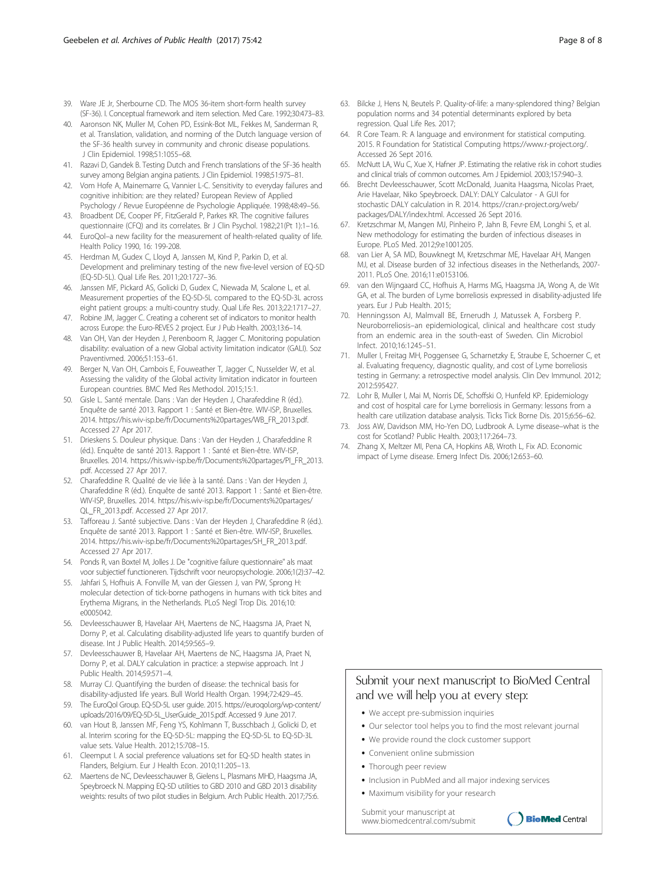39. Ware JE Jr, Sherbourne CD. The MOS 36-item short-form health survey (SF-36). I. Conceptual framework and item selection. Med Care. 1992;30:473–83.
40. Aaronson NK, Muller M, Cohen PD, Essink-Bot ML, Fekkes M, Sanderman R, et al. Translation, validation, and norming of the Dutch language version of the SF-36 health survey in community and chronic disease populations. J Clin Epidemiol. 1998;51:1055–68.
41. Razavi D, Gandek B. Testing Dutch and French translations of the SF-36 health survey among Belgian angina patients. J Clin Epidemiol. 1998;51:975–81.
42. Vom Hofe A, Mainemarre G, Vannier L-C. Sensitivity to everyday failures and cognitive inhibition: are they related? European Review of Applied Psychology / Revue Européenne de Psychologie Appliquée. 1998;48:49–56.
43. Broadbent DE, Cooper PF, FitzGerald P, Parkes KR. The cognitive failures questionnaire (CFQ) and its correlates. Br J Clin Psychol. 1982;21(Pt 1):1–16.
44. EuroQol–a new facility for the measurement of health-related quality of life. Health Policy 1990, 16: 199-208.
45. Herdman M, Gudex C, Lloyd A, Janssen M, Kind P, Parkin D, et al. Development and preliminary testing of the new five-level version of EQ-5D (EQ-5D-5L). Qual Life Res. 2011;20:1727–36.
46. Janssen MF, Pickard AS, Golicki D, Gudex C, Niewada M, Scalone L, et al. Measurement properties of the EQ-5D-5L compared to the EQ-5D-3L across eight patient groups: a multi-country study. Qual Life Res. 2013;22:1717–27.
47. Robine JM, Jagger C. Creating a coherent set of indicators to monitor health across Europe: the Euro-REVES 2 project. Eur J Pub Health. 2003;13:6–14.
48. Van OH, Van der Heyden J, Perenboom R, Jagger C. Monitoring population disability: evaluation of a new Global activity limitation indicator (GALI). Soz Praventivmed. 2006;51:153–61.
49. Berger N, Van OH, Cambois E, Fouweather T, Jagger C, Nusselder W, et al. Assessing the validity of the Global activity limitation indicator in fourteen European countries. BMC Med Res Methodol. 2015;15:1.
50. Gisle L. Santé mentale. Dans : Van der Heyden J, Charafeddine R (éd.). Enquête de santé 2013. Rapport 1 : Santé et Bien-être. WIV-ISP, Bruxelles. 2014. https://his.wiv-isp.be/fr/Documents%20partages/WB_FR_2013.pdf. Accessed 27 Apr 2017.
51. Drieskens S. Douleur physique. Dans : Van der Heyden J, Charafeddine R (éd.). Enquête de santé 2013. Rapport 1 : Santé et Bien-être. WIV-ISP, Bruxelles. 2014. https://his.wiv-isp.be/fr/Documents%20partages/PI_FR_2013.pdf. Accessed 27 Apr 2017.
52. Charafeddine R. Qualité de vie liée à la santé. Dans : Van der Heyden J, Charafeddine R (éd.). Enquête de santé 2013. Rapport 1 : Santé et Bien-être. WIV-ISP, Bruxelles. 2014. https://his.wiv-isp.be/fr/Documents%20partages/QL_FR_2013.pdf. Accessed 27 Apr 2017.
53. Tafforeau J. Santé subjective. Dans : Van der Heyden J, Charafeddine R (éd.). Enquête de santé 2013. Rapport 1 : Santé et Bien-être. WIV-ISP, Bruxelles. 2014. https://his.wiv-isp.be/fr/Documents%20partages/SH_FR_2013.pdf. Accessed 27 Apr 2017.
54. Ponds R, van Boxtel M, Jolles J. De "cognitive failure questionnaire" als maat voor subjectief functioneren. Tijdschrift voor neuropsychologie. 2006;1(2):37–42.
55. Jahfari S, Hofhuis A. Fonville M, van der Giessen J, van PW, Sprong H: molecular detection of tick-borne pathogens in humans with tick bites and Erythema Migrans, in the Netherlands. PLoS Negl Trop Dis. 2016;10:e0005042.
56. Devleesschauwer B, Havelaar AH, Maertens de NC, Haagsma JA, Praet N, Dorny P, et al. Calculating disability-adjusted life years to quantify burden of disease. Int J Public Health. 2014;59:565–9.
57. Devleesschauwer B, Havelaar AH, Maertens de NC, Haagsma JA, Praet N, Dorny P, et al. DALY calculation in practice: a stepwise approach. Int J Public Health. 2014;59:571–4.
58. Murray CJ. Quantifying the burden of disease: the technical basis for disability-adjusted life years. Bull World Health Organ. 1994;72:429–45.
59. The EuroQol Group. EQ-5D-5L user guide. 2015. https://euroqol.org/wp-content/uploads/2016/09/EQ-5D-5L_UserGuide_2015.pdf. Accessed 9 June 2017.
60. van Hout B, Janssen MF, Feng YS, Kohlmann T, Busschbach J, Golicki D, et al. Interim scoring for the EQ-5D-5L: mapping the EQ-5D-5L to EQ-5D-3L value sets. Value Health. 2012;15:708–15.
61. Cleemput I. A social preference valuations set for EQ-5D health states in Flanders, Belgium. Eur J Health Econ. 2010;11:205–13.
62. Maertens de NC, Devleesschauwer B, Gielens L, Plasmans MHD, Haagsma JA, Speybroeck N. Mapping EQ-5D utilities to GBD 2010 and GBD 2013 disability weights: results of two pilot studies in Belgium. Arch Public Health. 2017;75:6.
63. Bilcke J, Hens N, Beutels P. Quality-of-life: a many-splendored thing? Belgian population norms and 34 potential determinants explored by beta regression. Qual Life Res. 2017;
64. R Core Team. R: A language and environment for statistical computing. 2015. R Foundation for Statistical Computing https://www.r-project.org/. Accessed 26 Sept 2016.
65. McNutt LA, Wu C, Xue X, Hafner JP. Estimating the relative risk in cohort studies and clinical trials of common outcomes. Am J Epidemiol. 2003;157:940–3.
66. Brecht Devleesschauwer, Scott McDonald, Juanita Haagsma, Nicolas Praet, Arie Havelaar, Niko Speybroeck. DALY: DALY Calculator - A GUI for stochastic DALY calculation in R. 2014. https://cran.r-project.org/web/packages/DALY/index.html. Accessed 26 Sept 2016.
67. Kretzschmar M, Mangen MJ, Pinheiro P, Jahn B, Fevre EM, Longhi S, et al. New methodology for estimating the burden of infectious diseases in Europe. PLoS Med. 2012;9:e1001205.
68. van Lier A, SA MD, Bouwknegt M, Kretzschmar ME, Havelaar AH, Mangen MJ, et al. Disease burden of 32 infectious diseases in the Netherlands, 2007-2011. PLoS One. 2016;11:e0153106.
69. van den Wijngaard CC, Hofhuis A, Harms MG, Haagsma JA, Wong A, de Wit GA, et al. The burden of Lyme borreliosis expressed in disability-adjusted life years. Eur J Pub Health. 2015;
70. Henningsson AJ, Malmvall BE, Ernerudh J, Matussek A, Forsberg P. Neuroborreliosis–an epidemiological, clinical and healthcare cost study from an endemic area in the south-east of Sweden. Clin Microbiol Infect. 2010;16:1245–51.
71. Muller I, Freitag MH, Poggensee G, Scharnetzky E, Straube E, Schoerner C, et al. Evaluating frequency, diagnostic quality, and cost of Lyme borreliosis testing in Germany: a retrospective model analysis. Clin Dev Immunol. 2012;2012:595427.
72. Lohr B, Muller I, Mai M, Norris DE, Schoffski O, Hunfeld KP. Epidemiology and cost of hospital care for Lyme borreliosis in Germany: lessons from a health care utilization database analysis. Ticks Tick Borne Dis. 2015;6:56–62.
73. Joss AW, Davidson MM, Ho-Yen DO, Ludbrook A. Lyme disease–what is the cost for Scotland? Public Health. 2003;117:264–73.
74. Zhang X, Meltzer MI, Pena CA, Hopkins AB, Wroth L, Fix AD. Economic impact of Lyme disease. Emerg Infect Dis. 2006;12:653–60.

Submit your next manuscript to BioMed Central and we will help you at every step:

- We accept pre-submission inquiries
- Our selector tool helps you to find the most relevant journal
- We provide round the clock customer support
- Convenient online submission
- Thorough peer review
- Inclusion in PubMed and all major indexing services
- Maximum visibility for your research

Submit your manuscript at www.biomedcentral.com/submit

BioMed Central